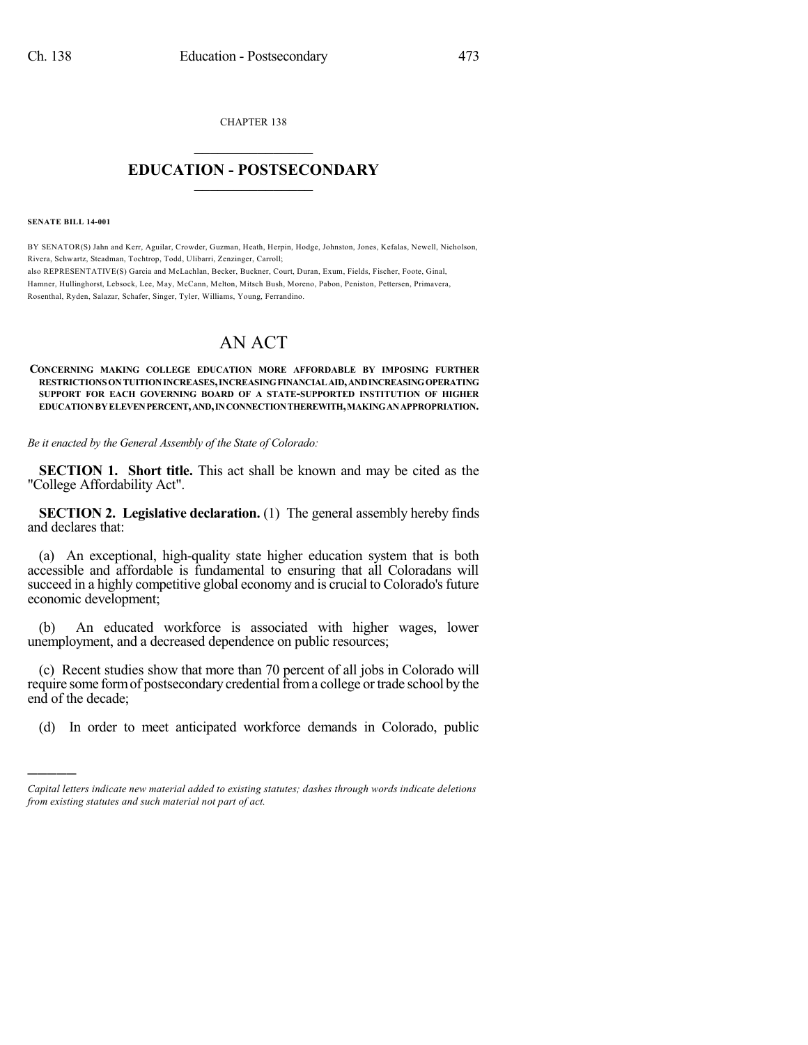CHAPTER 138

# EDUCATION - POSTSECONDARY

**SENATE BILL 14-001**

BY SENATOR(S) Jahn and Kerr, Aguilar, Crowder, Guzman, Heath, Herpin, Hodge, Johnston, Jones, Kefalas, Newell, Nicholson, Rivera, Schwartz, Steadman, Tochtrop, Todd, Ulibarri, Zenzinger, Carroll;
also REPRESENTATIVE(S) Garcia and McLachlan, Becker, Buckner, Court, Duran, Exum, Fields, Fischer, Foote, Ginal, Hamner, Hullinghorst, Lebsock, Lee, May, McCann, Melton, Mitsch Bush, Moreno, Pabon, Peniston, Pettersen, Primavera, Rosenthal, Ryden, Salazar, Schafer, Singer, Tyler, Williams, Young, Ferrandino.

# AN ACT

**CONCERNING MAKING COLLEGE EDUCATION MORE AFFORDABLE BY IMPOSING FURTHER RESTRICTIONS ON TUITION INCREASES, INCREASING FINANCIAL AID, AND INCREASING OPERATING SUPPORT FOR EACH GOVERNING BOARD OF A STATE-SUPPORTED INSTITUTION OF HIGHER EDUCATION BY ELEVEN PERCENT, AND, IN CONNECTION THEREWITH, MAKING AN APPROPRIATION.**

*Be it enacted by the General Assembly of the State of Colorado:*

**SECTION 1. Short title.** This act shall be known and may be cited as the "College Affordability Act".

**SECTION 2. Legislative declaration.** (1) The general assembly hereby finds and declares that:

(a) An exceptional, high-quality state higher education system that is both accessible and affordable is fundamental to ensuring that all Coloradans will succeed in a highly competitive global economy and is crucial to Colorado's future economic development;

(b) An educated workforce is associated with higher wages, lower unemployment, and a decreased dependence on public resources;

(c) Recent studies show that more than 70 percent of all jobs in Colorado will require some form of postsecondary credential from a college or trade school by the end of the decade;

(d) In order to meet anticipated workforce demands in Colorado, public

*Capital letters indicate new material added to existing statutes; dashes through words indicate deletions from existing statutes and such material not part of act.*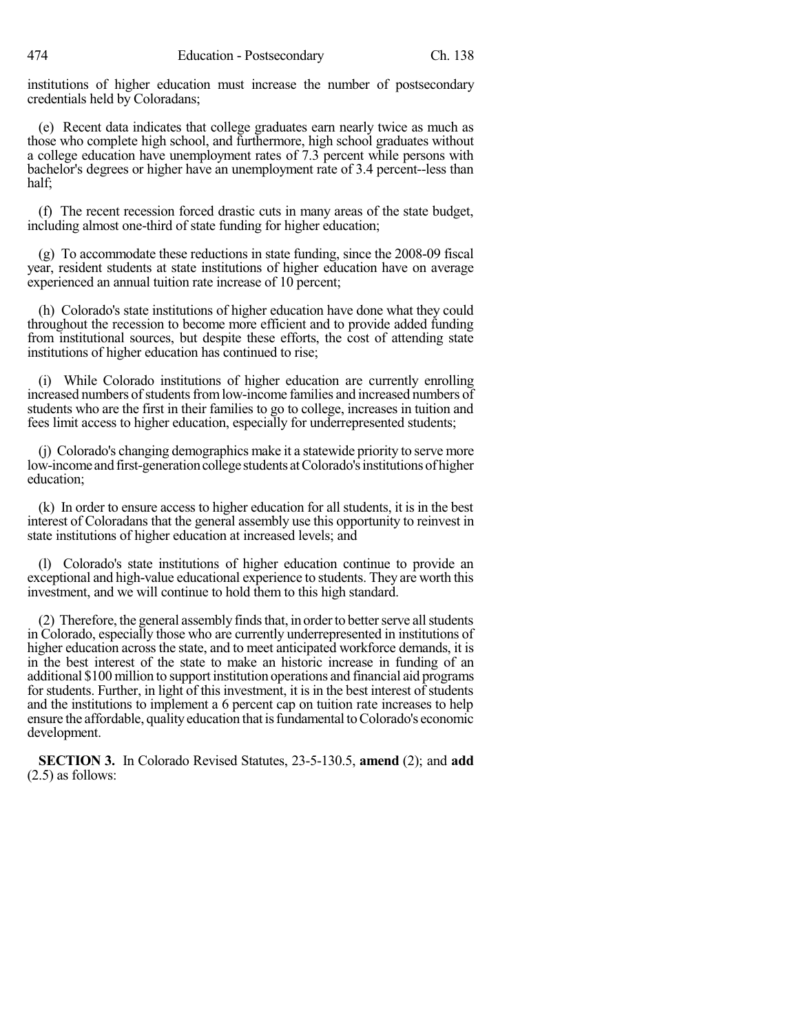institutions of higher education must increase the number of postsecondary credentials held by Coloradans;

(e) Recent data indicates that college graduates earn nearly twice as much as those who complete high school, and furthermore, high school graduates without a college education have unemployment rates of 7.3 percent while persons with bachelor's degrees or higher have an unemployment rate of 3.4 percent--less than half;

(f) The recent recession forced drastic cuts in many areas of the state budget, including almost one-third of state funding for higher education;

(g) To accommodate these reductions in state funding, since the 2008-09 fiscal year, resident students at state institutions of higher education have on average experienced an annual tuition rate increase of 10 percent;

(h) Colorado's state institutions of higher education have done what they could throughout the recession to become more efficient and to provide added funding from institutional sources, but despite these efforts, the cost of attending state institutions of higher education has continued to rise;

(i) While Colorado institutions of higher education are currently enrolling increased numbers of students from low-income families and increased numbers of students who are the first in their families to go to college, increases in tuition and fees limit access to higher education, especially for underrepresented students;

(j) Colorado's changing demographics make it a statewide priority to serve more low-income and first-generation college students at Colorado's institutions of higher education;

(k) In order to ensure access to higher education for all students, it is in the best interest of Coloradans that the general assembly use this opportunity to reinvest in state institutions of higher education at increased levels; and

(l) Colorado's state institutions of higher education continue to provide an exceptional and high-value educational experience to students. They are worth this investment, and we will continue to hold them to this high standard.

(2) Therefore, the general assembly finds that, in order to better serve all students in Colorado, especially those who are currently underrepresented in institutions of higher education across the state, and to meet anticipated workforce demands, it is in the best interest of the state to make an historic increase in funding of an additional $100 million to support institution operations and financial aid programs for students. Further, in light of this investment, it is in the best interest of students and the institutions to implement a 6 percent cap on tuition rate increases to help ensure the affordable, quality education that is fundamental to Colorado's economic development.

**SECTION 3.** In Colorado Revised Statutes, 23-5-130.5, **amend** (2); and **add** (2.5) as follows: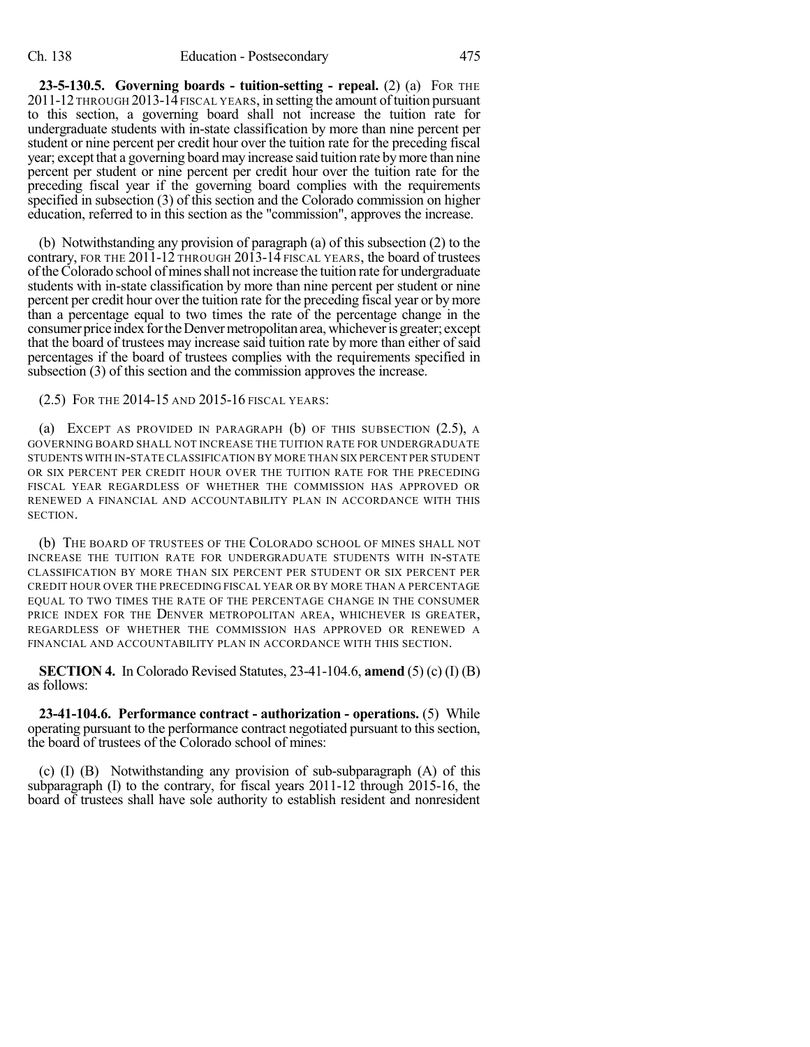**23-5-130.5. Governing boards - tuition-setting - repeal.** (2) (a) FOR THE 2011-12 THROUGH 2013-14 FISCAL YEARS, in setting the amount of tuition pursuant to this section, a governing board shall not increase the tuition rate for undergraduate students with in-state classification by more than nine percent per student or nine percent per credit hour over the tuition rate for the preceding fiscal year; except that a governing board may increase said tuition rate by more than nine percent per student or nine percent per credit hour over the tuition rate for the preceding fiscal year if the governing board complies with the requirements specified in subsection (3) of this section and the Colorado commission on higher education, referred to in this section as the "commission", approves the increase.

(b) Notwithstanding any provision of paragraph (a) of this subsection (2) to the contrary, FOR THE 2011-12 THROUGH 2013-14 FISCAL YEARS, the board of trustees of the Colorado school of mines shall not increase the tuition rate for undergraduate students with in-state classification by more than nine percent per student or nine percent per credit hour over the tuition rate for the preceding fiscal year or by more than a percentage equal to two times the rate of the percentage change in the consumer price index for the Denver metropolitan area, whichever is greater; except that the board of trustees may increase said tuition rate by more than either of said percentages if the board of trustees complies with the requirements specified in subsection (3) of this section and the commission approves the increase.

(2.5) FOR THE 2014-15 AND 2015-16 FISCAL YEARS:

(a) EXCEPT AS PROVIDED IN PARAGRAPH (b) OF THIS SUBSECTION (2.5), A GOVERNING BOARD SHALL NOT INCREASE THE TUITION RATE FOR UNDERGRADUATE STUDENTS WITH IN-STATE CLASSIFICATION BY MORE THAN SIX PERCENT PER STUDENT OR SIX PERCENT PER CREDIT HOUR OVER THE TUITION RATE FOR THE PRECEDING FISCAL YEAR REGARDLESS OF WHETHER THE COMMISSION HAS APPROVED OR RENEWED A FINANCIAL AND ACCOUNTABILITY PLAN IN ACCORDANCE WITH THIS SECTION.

(b) THE BOARD OF TRUSTEES OF THE COLORADO SCHOOL OF MINES SHALL NOT INCREASE THE TUITION RATE FOR UNDERGRADUATE STUDENTS WITH IN-STATE CLASSIFICATION BY MORE THAN SIX PERCENT PER STUDENT OR SIX PERCENT PER CREDIT HOUR OVER THE PRECEDING FISCAL YEAR OR BY MORE THAN A PERCENTAGE EQUAL TO TWO TIMES THE RATE OF THE PERCENTAGE CHANGE IN THE CONSUMER PRICE INDEX FOR THE DENVER METROPOLITAN AREA, WHICHEVER IS GREATER, REGARDLESS OF WHETHER THE COMMISSION HAS APPROVED OR RENEWED A FINANCIAL AND ACCOUNTABILITY PLAN IN ACCORDANCE WITH THIS SECTION.

**SECTION 4.** In Colorado Revised Statutes, 23-41-104.6, **amend** (5) (c) (I) (B) as follows:

**23-41-104.6. Performance contract - authorization - operations.** (5) While operating pursuant to the performance contract negotiated pursuant to this section, the board of trustees of the Colorado school of mines:

(c) (I) (B) Notwithstanding any provision of sub-subparagraph (A) of this subparagraph (I) to the contrary, for fiscal years 2011-12 through 2015-16, the board of trustees shall have sole authority to establish resident and nonresident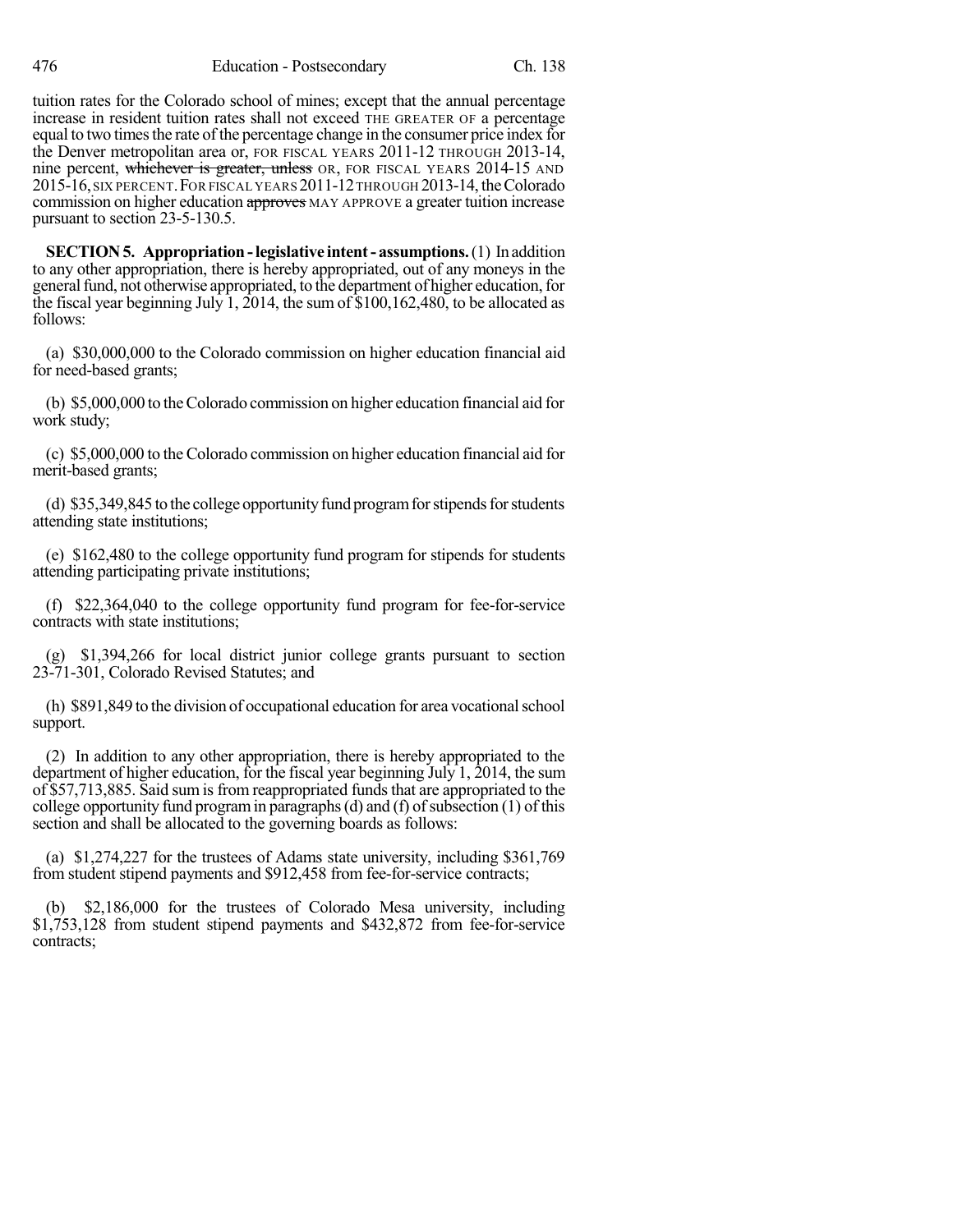tuition rates for the Colorado school of mines; except that the annual percentage increase in resident tuition rates shall not exceed THE GREATER OF a percentage equal to two times the rate of the percentage change in the consumer price index for the Denver metropolitan area or, FOR FISCAL YEARS 2011-12 THROUGH 2013-14, nine percent, ~~whichever is greater, unless~~ OR, FOR FISCAL YEARS 2014-15 AND 2015-16, SIX PERCENT. FOR FISCAL YEARS 2011-12 THROUGH 2013-14, the Colorado commission on higher education ~~approves~~ MAY APPROVE a greater tuition increase pursuant to section 23-5-130.5.

**SECTION 5. Appropriation - legislative intent - assumptions.** (1) In addition to any other appropriation, there is hereby appropriated, out of any moneys in the general fund, not otherwise appropriated, to the department of higher education, for the fiscal year beginning July 1, 2014, the sum of $100,162,480, to be allocated as follows:

(a) $30,000,000 to the Colorado commission on higher education financial aid for need-based grants;

(b) $5,000,000 to the Colorado commission on higher education financial aid for work study;

(c) $5,000,000 to the Colorado commission on higher education financial aid for merit-based grants;

(d) $35,349,845 to the college opportunity fund program for stipends for students attending state institutions;

(e) $162,480 to the college opportunity fund program for stipends for students attending participating private institutions;

(f) $22,364,040 to the college opportunity fund program for fee-for-service contracts with state institutions;

(g) $1,394,266 for local district junior college grants pursuant to section 23-71-301, Colorado Revised Statutes; and

(h) $891,849 to the division of occupational education for area vocational school support.

(2) In addition to any other appropriation, there is hereby appropriated to the department of higher education, for the fiscal year beginning July 1, 2014, the sum of $57,713,885. Said sum is from reappropriated funds that are appropriated to the college opportunity fund program in paragraphs (d) and (f) of subsection (1) of this section and shall be allocated to the governing boards as follows:

(a) $1,274,227 for the trustees of Adams state university, including $361,769 from student stipend payments and $912,458 from fee-for-service contracts;

(b) $2,186,000 for the trustees of Colorado Mesa university, including $1,753,128 from student stipend payments and $432,872 from fee-for-service contracts;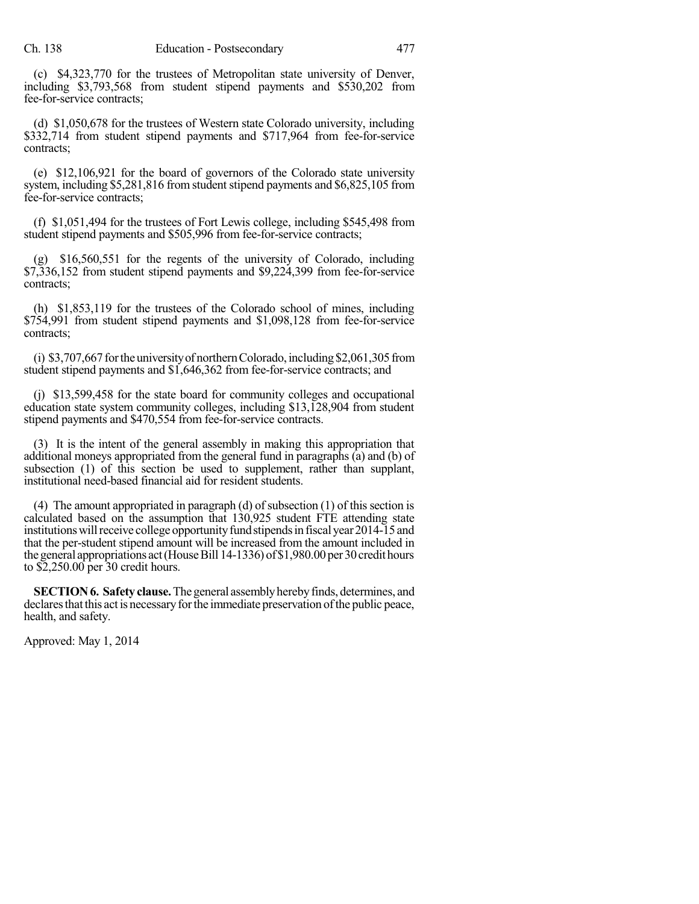(c) $4,323,770 for the trustees of Metropolitan state university of Denver, including $3,793,568 from student stipend payments and $530,202 from fee-for-service contracts;

(d) $1,050,678 for the trustees of Western state Colorado university, including $332,714 from student stipend payments and $717,964 from fee-for-service contracts;

(e) $12,106,921 for the board of governors of the Colorado state university system, including $5,281,816 from student stipend payments and $6,825,105 from fee-for-service contracts;

(f) $1,051,494 for the trustees of Fort Lewis college, including $545,498 from student stipend payments and $505,996 from fee-for-service contracts;

(g) $16,560,551 for the regents of the university of Colorado, including $7,336,152 from student stipend payments and $9,224,399 from fee-for-service contracts;

(h) $1,853,119 for the trustees of the Colorado school of mines, including $754,991 from student stipend payments and $1,098,128 from fee-for-service contracts;

(i) $3,707,667 for the university of northern Colorado, including $2,061,305 from student stipend payments and $1,646,362 from fee-for-service contracts; and

(j) $13,599,458 for the state board for community colleges and occupational education state system community colleges, including $13,128,904 from student stipend payments and $470,554 from fee-for-service contracts.

(3) It is the intent of the general assembly in making this appropriation that additional moneys appropriated from the general fund in paragraphs (a) and (b) of subsection (1) of this section be used to supplement, rather than supplant, institutional need-based financial aid for resident students.

(4) The amount appropriated in paragraph (d) of subsection (1) of this section is calculated based on the assumption that 130,925 student FTE attending state institutions will receive college opportunity fund stipends in fiscal year 2014-15 and that the per-student stipend amount will be increased from the amount included in the general appropriations act (House Bill 14-1336) of $1,980.00 per 30 credit hours to $2,250.00 per 30 credit hours.

**SECTION 6. Safety clause.** The general assembly hereby finds, determines, and declares that this act is necessary for the immediate preservation of the public peace, health, and safety.

Approved: May 1, 2014